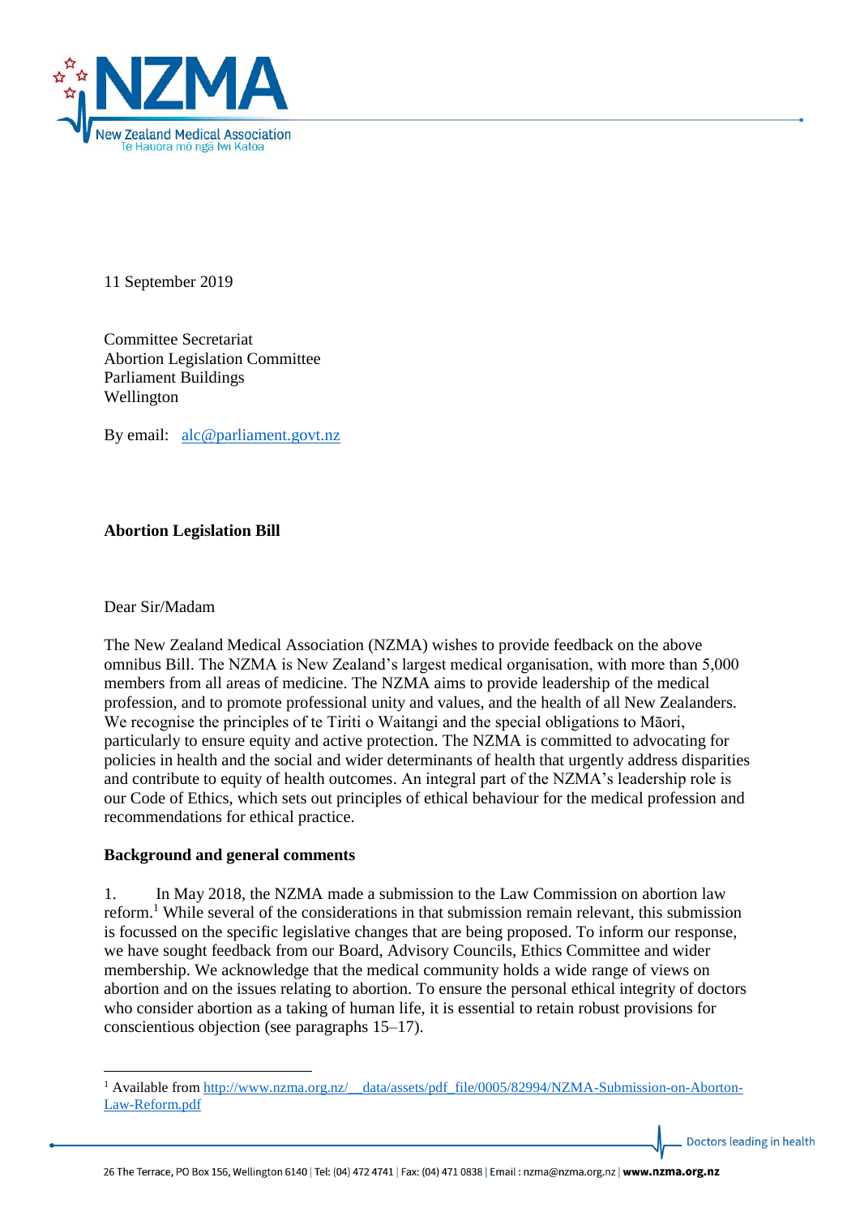11 September 2019

Committee Secretariat
Abortion Legislation Committee
Parliament Buildings
Wellington

By email: alc@parliament.govt.nz

**Abortion Legislation Bill**

Dear Sir/Madam

The New Zealand Medical Association (NZMA) wishes to provide feedback on the above omnibus Bill. The NZMA is New Zealand's largest medical organisation, with more than 5,000 members from all areas of medicine. The NZMA aims to provide leadership of the medical profession, and to promote professional unity and values, and the health of all New Zealanders. We recognise the principles of te Tiriti o Waitangi and the special obligations to Māori, particularly to ensure equity and active protection. The NZMA is committed to advocating for policies in health and the social and wider determinants of health that urgently address disparities and contribute to equity of health outcomes. An integral part of the NZMA's leadership role is our Code of Ethics, which sets out principles of ethical behaviour for the medical profession and recommendations for ethical practice.

**Background and general comments**

1. In May 2018, the NZMA made a submission to the Law Commission on abortion law reform.[1] While several of the considerations in that submission remain relevant, this submission is focussed on the specific legislative changes that are being proposed. To inform our response, we have sought feedback from our Board, Advisory Councils, Ethics Committee and wider membership. We acknowledge that the medical community holds a wide range of views on abortion and on the issues relating to abortion. To ensure the personal ethical integrity of doctors who consider abortion as a taking of human life, it is essential to retain robust provisions for conscientious objection (see paragraphs 15–17).

[1] Available from http://www.nzma.org.nz/__data/assets/pdf_file/0005/82994/NZMA-Submission-on-Aborton-Law-Reform.pdf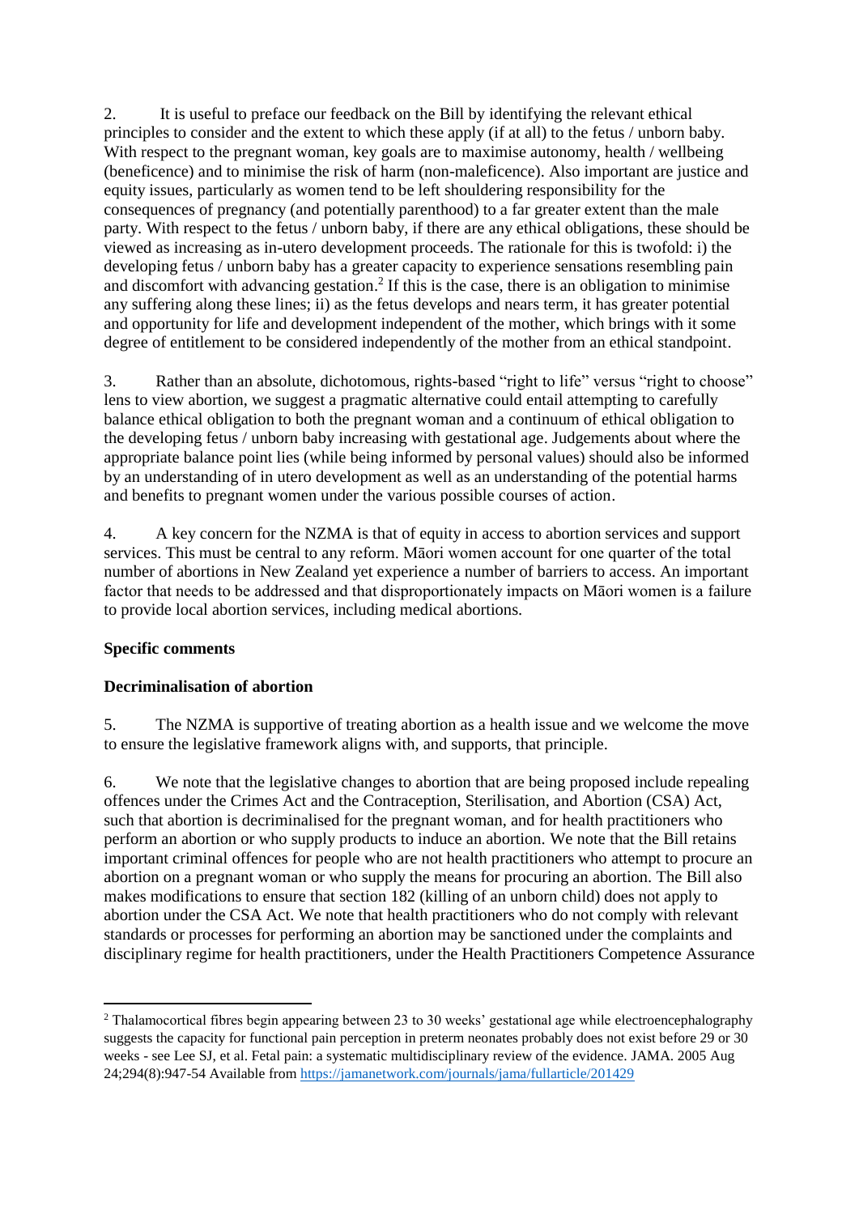2. It is useful to preface our feedback on the Bill by identifying the relevant ethical principles to consider and the extent to which these apply (if at all) to the fetus / unborn baby. With respect to the pregnant woman, key goals are to maximise autonomy, health / wellbeing (beneficence) and to minimise the risk of harm (non-maleficence). Also important are justice and equity issues, particularly as women tend to be left shouldering responsibility for the consequences of pregnancy (and potentially parenthood) to a far greater extent than the male party. With respect to the fetus / unborn baby, if there are any ethical obligations, these should be viewed as increasing as in-utero development proceeds. The rationale for this is twofold: i) the developing fetus / unborn baby has a greater capacity to experience sensations resembling pain and discomfort with advancing gestation.[2] If this is the case, there is an obligation to minimise any suffering along these lines; ii) as the fetus develops and nears term, it has greater potential and opportunity for life and development independent of the mother, which brings with it some degree of entitlement to be considered independently of the mother from an ethical standpoint.

3. Rather than an absolute, dichotomous, rights-based "right to life" versus "right to choose" lens to view abortion, we suggest a pragmatic alternative could entail attempting to carefully balance ethical obligation to both the pregnant woman and a continuum of ethical obligation to the developing fetus / unborn baby increasing with gestational age. Judgements about where the appropriate balance point lies (while being informed by personal values) should also be informed by an understanding of in utero development as well as an understanding of the potential harms and benefits to pregnant women under the various possible courses of action.

4. A key concern for the NZMA is that of equity in access to abortion services and support services. This must be central to any reform. Māori women account for one quarter of the total number of abortions in New Zealand yet experience a number of barriers to access. An important factor that needs to be addressed and that disproportionately impacts on Māori women is a failure to provide local abortion services, including medical abortions.

**Specific comments**

**Decriminalisation of abortion**

5. The NZMA is supportive of treating abortion as a health issue and we welcome the move to ensure the legislative framework aligns with, and supports, that principle.

6. We note that the legislative changes to abortion that are being proposed include repealing offences under the Crimes Act and the Contraception, Sterilisation, and Abortion (CSA) Act, such that abortion is decriminalised for the pregnant woman, and for health practitioners who perform an abortion or who supply products to induce an abortion. We note that the Bill retains important criminal offences for people who are not health practitioners who attempt to procure an abortion on a pregnant woman or who supply the means for procuring an abortion. The Bill also makes modifications to ensure that section 182 (killing of an unborn child) does not apply to abortion under the CSA Act. We note that health practitioners who do not comply with relevant standards or processes for performing an abortion may be sanctioned under the complaints and disciplinary regime for health practitioners, under the Health Practitioners Competence Assurance

[2] Thalamocortical fibres begin appearing between 23 to 30 weeks' gestational age while electroencephalography suggests the capacity for functional pain perception in preterm neonates probably does not exist before 29 or 30 weeks - see Lee SJ, et al. Fetal pain: a systematic multidisciplinary review of the evidence. JAMA. 2005 Aug 24;294(8):947-54 Available from https://jamanetwork.com/journals/jama/fullarticle/201429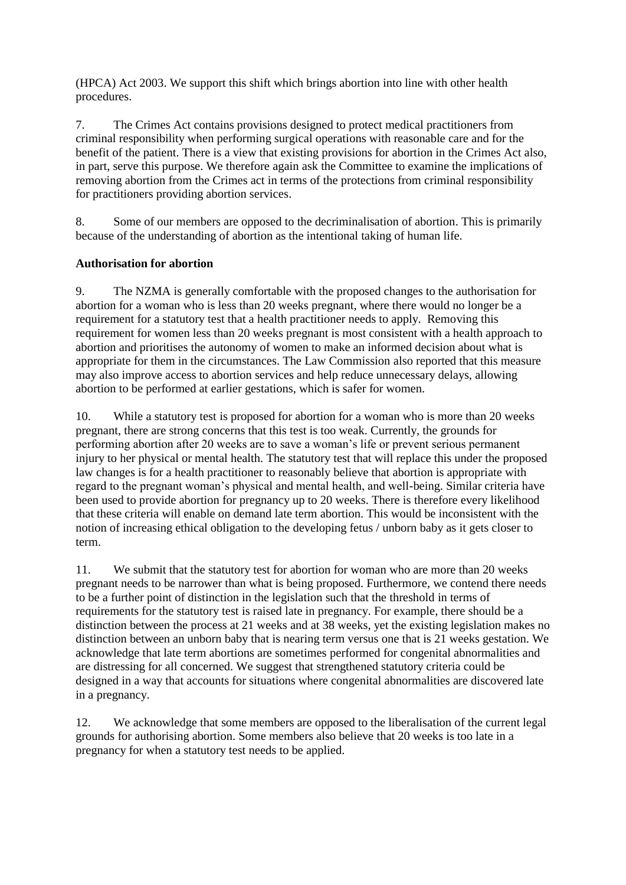(HPCA) Act 2003. We support this shift which brings abortion into line with other health procedures.

7. The Crimes Act contains provisions designed to protect medical practitioners from criminal responsibility when performing surgical operations with reasonable care and for the benefit of the patient. There is a view that existing provisions for abortion in the Crimes Act also, in part, serve this purpose. We therefore again ask the Committee to examine the implications of removing abortion from the Crimes act in terms of the protections from criminal responsibility for practitioners providing abortion services.

8. Some of our members are opposed to the decriminalisation of abortion. This is primarily because of the understanding of abortion as the intentional taking of human life.

**Authorisation for abortion**

9. The NZMA is generally comfortable with the proposed changes to the authorisation for abortion for a woman who is less than 20 weeks pregnant, where there would no longer be a requirement for a statutory test that a health practitioner needs to apply. Removing this requirement for women less than 20 weeks pregnant is most consistent with a health approach to abortion and prioritises the autonomy of women to make an informed decision about what is appropriate for them in the circumstances. The Law Commission also reported that this measure may also improve access to abortion services and help reduce unnecessary delays, allowing abortion to be performed at earlier gestations, which is safer for women.

10. While a statutory test is proposed for abortion for a woman who is more than 20 weeks pregnant, there are strong concerns that this test is too weak. Currently, the grounds for performing abortion after 20 weeks are to save a woman's life or prevent serious permanent injury to her physical or mental health. The statutory test that will replace this under the proposed law changes is for a health practitioner to reasonably believe that abortion is appropriate with regard to the pregnant woman's physical and mental health, and well-being. Similar criteria have been used to provide abortion for pregnancy up to 20 weeks. There is therefore every likelihood that these criteria will enable on demand late term abortion. This would be inconsistent with the notion of increasing ethical obligation to the developing fetus / unborn baby as it gets closer to term.

11. We submit that the statutory test for abortion for woman who are more than 20 weeks pregnant needs to be narrower than what is being proposed. Furthermore, we contend there needs to be a further point of distinction in the legislation such that the threshold in terms of requirements for the statutory test is raised late in pregnancy. For example, there should be a distinction between the process at 21 weeks and at 38 weeks, yet the existing legislation makes no distinction between an unborn baby that is nearing term versus one that is 21 weeks gestation. We acknowledge that late term abortions are sometimes performed for congenital abnormalities and are distressing for all concerned. We suggest that strengthened statutory criteria could be designed in a way that accounts for situations where congenital abnormalities are discovered late in a pregnancy.

12. We acknowledge that some members are opposed to the liberalisation of the current legal grounds for authorising abortion. Some members also believe that 20 weeks is too late in a pregnancy for when a statutory test needs to be applied.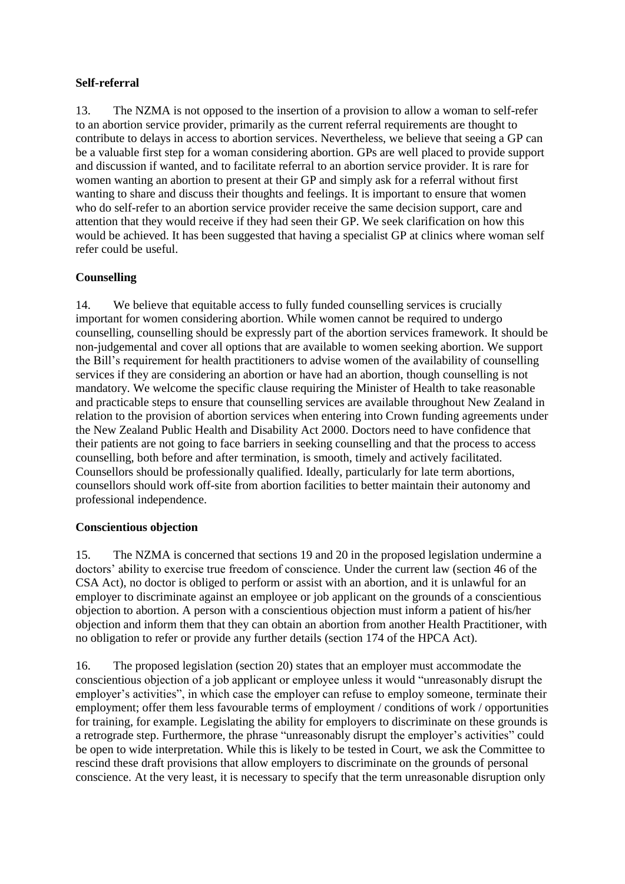**Self-referral**

13. The NZMA is not opposed to the insertion of a provision to allow a woman to self-refer to an abortion service provider, primarily as the current referral requirements are thought to contribute to delays in access to abortion services. Nevertheless, we believe that seeing a GP can be a valuable first step for a woman considering abortion. GPs are well placed to provide support and discussion if wanted, and to facilitate referral to an abortion service provider. It is rare for women wanting an abortion to present at their GP and simply ask for a referral without first wanting to share and discuss their thoughts and feelings. It is important to ensure that women who do self-refer to an abortion service provider receive the same decision support, care and attention that they would receive if they had seen their GP. We seek clarification on how this would be achieved. It has been suggested that having a specialist GP at clinics where woman self refer could be useful.

**Counselling**

14. We believe that equitable access to fully funded counselling services is crucially important for women considering abortion. While women cannot be required to undergo counselling, counselling should be expressly part of the abortion services framework. It should be non-judgemental and cover all options that are available to women seeking abortion. We support the Bill's requirement for health practitioners to advise women of the availability of counselling services if they are considering an abortion or have had an abortion, though counselling is not mandatory. We welcome the specific clause requiring the Minister of Health to take reasonable and practicable steps to ensure that counselling services are available throughout New Zealand in relation to the provision of abortion services when entering into Crown funding agreements under the New Zealand Public Health and Disability Act 2000. Doctors need to have confidence that their patients are not going to face barriers in seeking counselling and that the process to access counselling, both before and after termination, is smooth, timely and actively facilitated. Counsellors should be professionally qualified. Ideally, particularly for late term abortions, counsellors should work off-site from abortion facilities to better maintain their autonomy and professional independence.

**Conscientious objection**

15. The NZMA is concerned that sections 19 and 20 in the proposed legislation undermine a doctors' ability to exercise true freedom of conscience. Under the current law (section 46 of the CSA Act), no doctor is obliged to perform or assist with an abortion, and it is unlawful for an employer to discriminate against an employee or job applicant on the grounds of a conscientious objection to abortion. A person with a conscientious objection must inform a patient of his/her objection and inform them that they can obtain an abortion from another Health Practitioner, with no obligation to refer or provide any further details (section 174 of the HPCA Act).

16. The proposed legislation (section 20) states that an employer must accommodate the conscientious objection of a job applicant or employee unless it would "unreasonably disrupt the employer's activities", in which case the employer can refuse to employ someone, terminate their employment; offer them less favourable terms of employment / conditions of work / opportunities for training, for example. Legislating the ability for employers to discriminate on these grounds is a retrograde step. Furthermore, the phrase "unreasonably disrupt the employer's activities" could be open to wide interpretation. While this is likely to be tested in Court, we ask the Committee to rescind these draft provisions that allow employers to discriminate on the grounds of personal conscience. At the very least, it is necessary to specify that the term unreasonable disruption only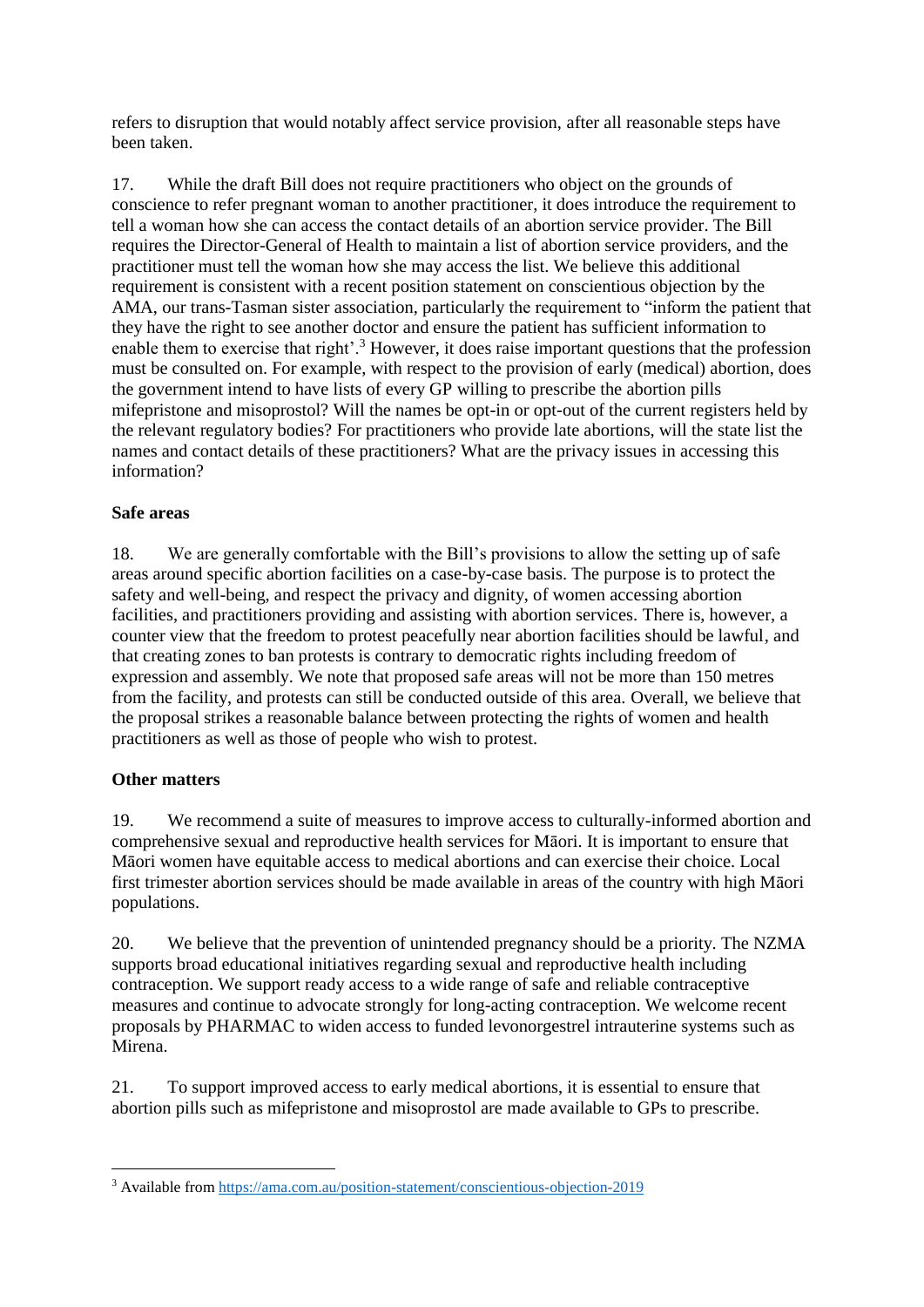refers to disruption that would notably affect service provision, after all reasonable steps have been taken.

17. While the draft Bill does not require practitioners who object on the grounds of conscience to refer pregnant woman to another practitioner, it does introduce the requirement to tell a woman how she can access the contact details of an abortion service provider. The Bill requires the Director-General of Health to maintain a list of abortion service providers, and the practitioner must tell the woman how she may access the list. We believe this additional requirement is consistent with a recent position statement on conscientious objection by the AMA, our trans-Tasman sister association, particularly the requirement to "inform the patient that they have the right to see another doctor and ensure the patient has sufficient information to enable them to exercise that right'.[3] However, it does raise important questions that the profession must be consulted on. For example, with respect to the provision of early (medical) abortion, does the government intend to have lists of every GP willing to prescribe the abortion pills mifepristone and misoprostol? Will the names be opt-in or opt-out of the current registers held by the relevant regulatory bodies? For practitioners who provide late abortions, will the state list the names and contact details of these practitioners? What are the privacy issues in accessing this information?

**Safe areas**

18. We are generally comfortable with the Bill's provisions to allow the setting up of safe areas around specific abortion facilities on a case-by-case basis. The purpose is to protect the safety and well-being, and respect the privacy and dignity, of women accessing abortion facilities, and practitioners providing and assisting with abortion services. There is, however, a counter view that the freedom to protest peacefully near abortion facilities should be lawful, and that creating zones to ban protests is contrary to democratic rights including freedom of expression and assembly. We note that proposed safe areas will not be more than 150 metres from the facility, and protests can still be conducted outside of this area. Overall, we believe that the proposal strikes a reasonable balance between protecting the rights of women and health practitioners as well as those of people who wish to protest.

**Other matters**

19. We recommend a suite of measures to improve access to culturally-informed abortion and comprehensive sexual and reproductive health services for Māori. It is important to ensure that Māori women have equitable access to medical abortions and can exercise their choice. Local first trimester abortion services should be made available in areas of the country with high Māori populations.

20. We believe that the prevention of unintended pregnancy should be a priority. The NZMA supports broad educational initiatives regarding sexual and reproductive health including contraception. We support ready access to a wide range of safe and reliable contraceptive measures and continue to advocate strongly for long-acting contraception. We welcome recent proposals by PHARMAC to widen access to funded levonorgestrel intrauterine systems such as Mirena.

21. To support improved access to early medical abortions, it is essential to ensure that abortion pills such as mifepristone and misoprostol are made available to GPs to prescribe.

---

[3] Available from https://ama.com.au/position-statement/conscientious-objection-2019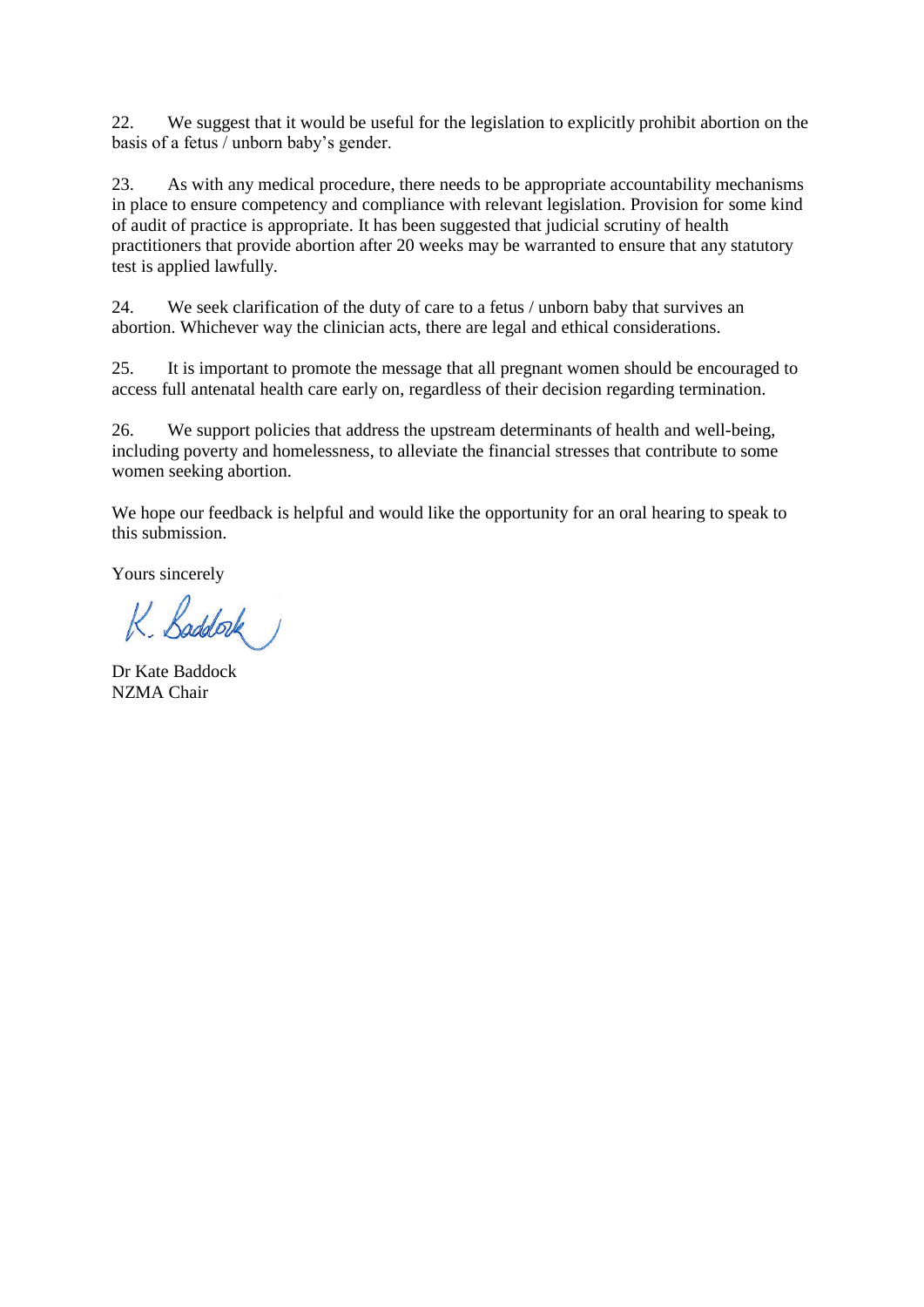22. We suggest that it would be useful for the legislation to explicitly prohibit abortion on the basis of a fetus / unborn baby's gender.

23. As with any medical procedure, there needs to be appropriate accountability mechanisms in place to ensure competency and compliance with relevant legislation. Provision for some kind of audit of practice is appropriate. It has been suggested that judicial scrutiny of health practitioners that provide abortion after 20 weeks may be warranted to ensure that any statutory test is applied lawfully.

24. We seek clarification of the duty of care to a fetus / unborn baby that survives an abortion. Whichever way the clinician acts, there are legal and ethical considerations.

25. It is important to promote the message that all pregnant women should be encouraged to access full antenatal health care early on, regardless of their decision regarding termination.

26. We support policies that address the upstream determinants of health and well-being, including poverty and homelessness, to alleviate the financial stresses that contribute to some women seeking abortion.

We hope our feedback is helpful and would like the opportunity for an oral hearing to speak to this submission.

Yours sincerely

K. Baddock

Dr Kate Baddock
NZMA Chair